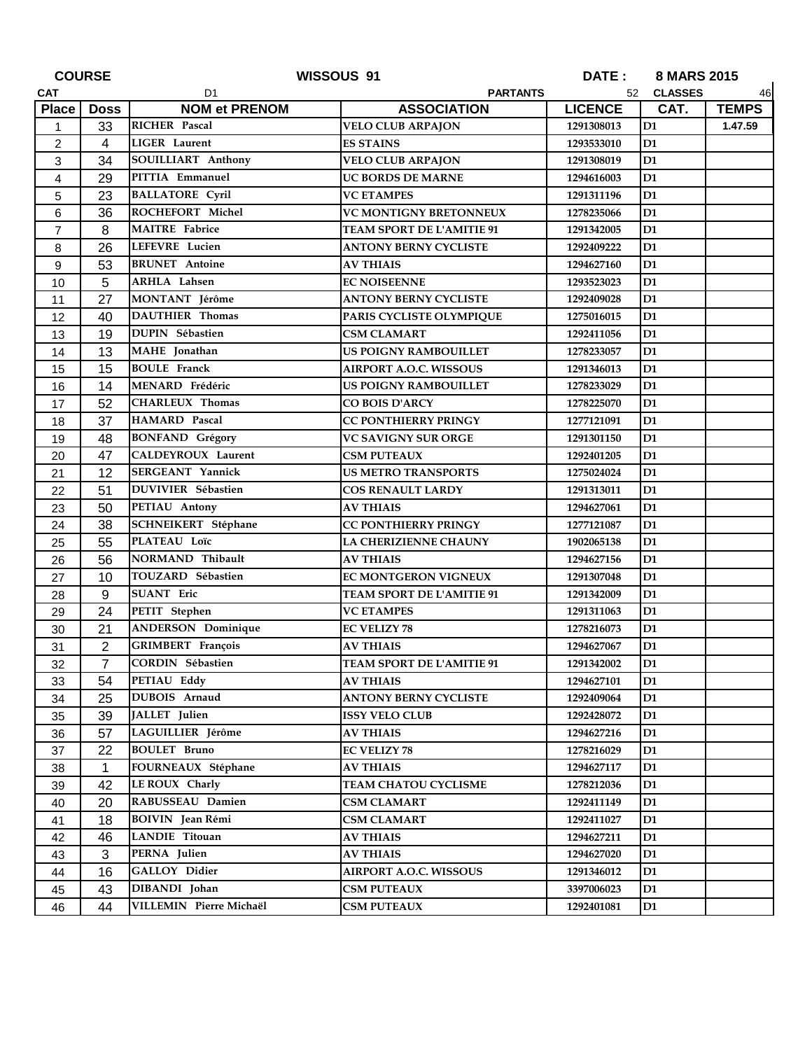| COURSE | | WISSOUS 91 | | DATE : | 8 MARS 2015 | |
|---|---|---|---|---|---|---|
| CAT | | D1 | PARTANTS | 52 | CLASSES | 46 |
| **Place** | **Doss** | **NOM et PRENOM** | **ASSOCIATION** | **LICENCE** | **CAT.** | **TEMPS** |
| 1 | 33 | RICHER Pascal | VELO CLUB ARPAJON | 1291308013 | D1 | 1.47.59 |
| 2 | 4 | LIGER Laurent | ES STAINS | 1293533010 | D1 | |
| 3 | 34 | SOUILLIART Anthony | VELO CLUB ARPAJON | 1291308019 | D1 | |
| 4 | 29 | PITTIA Emmanuel | UC BORDS DE MARNE | 1294616003 | D1 | |
| 5 | 23 | BALLATORE Cyril | VC ETAMPES | 1291311196 | D1 | |
| 6 | 36 | ROCHEFORT Michel | VC MONTIGNY BRETONNEUX | 1278235066 | D1 | |
| 7 | 8 | MAITRE Fabrice | TEAM SPORT DE L'AMITIE 91 | 1291342005 | D1 | |
| 8 | 26 | LEFEVRE Lucien | ANTONY BERNY CYCLISTE | 1292409222 | D1 | |
| 9 | 53 | BRUNET Antoine | AV THIAIS | 1294627160 | D1 | |
| 10 | 5 | ARHLA Lahsen | EC NOISEENNE | 1293523023 | D1 | |
| 11 | 27 | MONTANT Jérôme | ANTONY BERNY CYCLISTE | 1292409028 | D1 | |
| 12 | 40 | DAUTHIER Thomas | PARIS CYCLISTE OLYMPIQUE | 1275016015 | D1 | |
| 13 | 19 | DUPIN Sébastien | CSM CLAMART | 1292411056 | D1 | |
| 14 | 13 | MAHE Jonathan | US POIGNY RAMBOUILLET | 1278233057 | D1 | |
| 15 | 15 | BOULE Franck | AIRPORT A.O.C. WISSOUS | 1291346013 | D1 | |
| 16 | 14 | MENARD Frédéric | US POIGNY RAMBOUILLET | 1278233029 | D1 | |
| 17 | 52 | CHARLEUX Thomas | CO BOIS D'ARCY | 1278225070 | D1 | |
| 18 | 37 | HAMARD Pascal | CC PONTHIERRY PRINGY | 1277121091 | D1 | |
| 19 | 48 | BONFAND Grégory | VC SAVIGNY SUR ORGE | 1291301150 | D1 | |
| 20 | 47 | CALDEYROUX Laurent | CSM PUTEAUX | 1292401205 | D1 | |
| 21 | 12 | SERGEANT Yannick | US METRO TRANSPORTS | 1275024024 | D1 | |
| 22 | 51 | DUVIVIER Sébastien | COS RENAULT LARDY | 1291313011 | D1 | |
| 23 | 50 | PETIAU Antony | AV THIAIS | 1294627061 | D1 | |
| 24 | 38 | SCHNEIKERT Stéphane | CC PONTHIERRY PRINGY | 1277121087 | D1 | |
| 25 | 55 | PLATEAU Loïc | LA CHERIZIENNE CHAUNY | 1902065138 | D1 | |
| 26 | 56 | NORMAND Thibault | AV THIAIS | 1294627156 | D1 | |
| 27 | 10 | TOUZARD Sébastien | EC MONTGERON VIGNEUX | 1291307048 | D1 | |
| 28 | 9 | SUANT Eric | TEAM SPORT DE L'AMITIE 91 | 1291342009 | D1 | |
| 29 | 24 | PETIT Stephen | VC ETAMPES | 1291311063 | D1 | |
| 30 | 21 | ANDERSON Dominique | EC VELIZY 78 | 1278216073 | D1 | |
| 31 | 2 | GRIMBERT François | AV THIAIS | 1294627067 | D1 | |
| 32 | 7 | CORDIN Sébastien | TEAM SPORT DE L'AMITIE 91 | 1291342002 | D1 | |
| 33 | 54 | PETIAU Eddy | AV THIAIS | 1294627101 | D1 | |
| 34 | 25 | DUBOIS Arnaud | ANTONY BERNY CYCLISTE | 1292409064 | D1 | |
| 35 | 39 | JALLET Julien | ISSY VELO CLUB | 1292428072 | D1 | |
| 36 | 57 | LAGUILLIER Jérôme | AV THIAIS | 1294627216 | D1 | |
| 37 | 22 | BOULET Bruno | EC VELIZY 78 | 1278216029 | D1 | |
| 38 | 1 | FOURNEAUX Stéphane | AV THIAIS | 1294627117 | D1 | |
| 39 | 42 | LE ROUX Charly | TEAM CHATOU CYCLISME | 1278212036 | D1 | |
| 40 | 20 | RABUSSEAU Damien | CSM CLAMART | 1292411149 | D1 | |
| 41 | 18 | BOIVIN Jean Rémi | CSM CLAMART | 1292411027 | D1 | |
| 42 | 46 | LANDIE Titouan | AV THIAIS | 1294627211 | D1 | |
| 43 | 3 | PERNA Julien | AV THIAIS | 1294627020 | D1 | |
| 44 | 16 | GALLOY Didier | AIRPORT A.O.C. WISSOUS | 1291346012 | D1 | |
| 45 | 43 | DIBANDI Johan | CSM PUTEAUX | 3397006023 | D1 | |
| 46 | 44 | VILLEMIN Pierre Michaël | CSM PUTEAUX | 1292401081 | D1 | |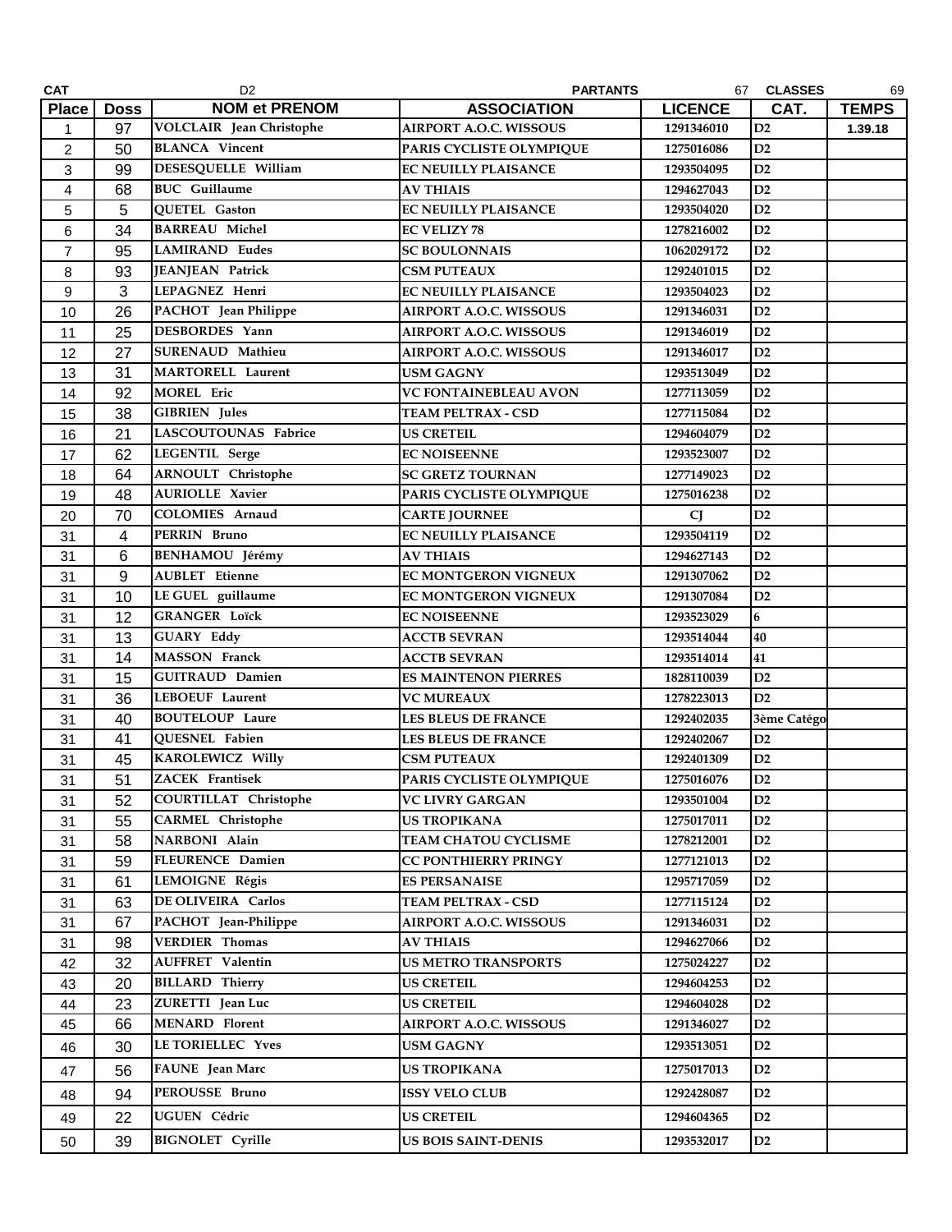| CAT | | D2 | PARTANTS | 67 | CLASSES | 69 |
|---|---|---|---|---|---|---|
| **Place** | **Doss** | **NOM et PRENOM** | **ASSOCIATION** | **LICENCE** | **CAT.** | **TEMPS** |
| 1 | 97 | VOLCLAIR Jean Christophe | AIRPORT A.O.C. WISSOUS | 1291346010 | D2 | 1.39.18 |
| 2 | 50 | BLANCA Vincent | PARIS CYCLISTE OLYMPIQUE | 1275016086 | D2 | |
| 3 | 99 | DESESQUELLE William | EC NEUILLY PLAISANCE | 1293504095 | D2 | |
| 4 | 68 | BUC Guillaume | AV THIAIS | 1294627043 | D2 | |
| 5 | 5 | QUETEL Gaston | EC NEUILLY PLAISANCE | 1293504020 | D2 | |
| 6 | 34 | BARREAU Michel | EC VELIZY 78 | 1278216002 | D2 | |
| 7 | 95 | LAMIRAND Eudes | SC BOULONNAIS | 1062029172 | D2 | |
| 8 | 93 | JEANJEAN Patrick | CSM PUTEAUX | 1292401015 | D2 | |
| 9 | 3 | LEPAGNEZ Henri | EC NEUILLY PLAISANCE | 1293504023 | D2 | |
| 10 | 26 | PACHOT Jean Philippe | AIRPORT A.O.C. WISSOUS | 1291346031 | D2 | |
| 11 | 25 | DESBORDES Yann | AIRPORT A.O.C. WISSOUS | 1291346019 | D2 | |
| 12 | 27 | SURENAUD Mathieu | AIRPORT A.O.C. WISSOUS | 1291346017 | D2 | |
| 13 | 31 | MARTORELL Laurent | USM GAGNY | 1293513049 | D2 | |
| 14 | 92 | MOREL Eric | VC FONTAINEBLEAU AVON | 1277113059 | D2 | |
| 15 | 38 | GIBRIEN Jules | TEAM PELTRAX - CSD | 1277115084 | D2 | |
| 16 | 21 | LASCOUTOUNAS Fabrice | US CRETEIL | 1294604079 | D2 | |
| 17 | 62 | LEGENTIL Serge | EC NOISEENNE | 1293523007 | D2 | |
| 18 | 64 | ARNOULT Christophe | SC GRETZ TOURNAN | 1277149023 | D2 | |
| 19 | 48 | AURIOLLE Xavier | PARIS CYCLISTE OLYMPIQUE | 1275016238 | D2 | |
| 20 | 70 | COLOMIES Arnaud | CARTE JOURNEE | CJ | D2 | |
| 31 | 4 | PERRIN Bruno | EC NEUILLY PLAISANCE | 1293504119 | D2 | |
| 31 | 6 | BENHAMOU Jérémy | AV THIAIS | 1294627143 | D2 | |
| 31 | 9 | AUBLET Etienne | EC MONTGERON VIGNEUX | 1291307062 | D2 | |
| 31 | 10 | LE GUEL guillaume | EC MONTGERON VIGNEUX | 1291307084 | D2 | |
| 31 | 12 | GRANGER Loïck | EC NOISEENNE | 1293523029 | 6 | |
| 31 | 13 | GUARY Eddy | ACCTB SEVRAN | 1293514044 | 40 | |
| 31 | 14 | MASSON Franck | ACCTB SEVRAN | 1293514014 | 41 | |
| 31 | 15 | GUITRAUD Damien | ES MAINTENON PIERRES | 1828110039 | D2 | |
| 31 | 36 | LEBOEUF Laurent | VC MUREAUX | 1278223013 | D2 | |
| 31 | 40 | BOUTELOUP Laure | LES BLEUS DE FRANCE | 1292402035 | 3ème Catégo | |
| 31 | 41 | QUESNEL Fabien | LES BLEUS DE FRANCE | 1292402067 | D2 | |
| 31 | 45 | KAROLEWICZ Willy | CSM PUTEAUX | 1292401309 | D2 | |
| 31 | 51 | ZACEK Frantisek | PARIS CYCLISTE OLYMPIQUE | 1275016076 | D2 | |
| 31 | 52 | COURTILLAT Christophe | VC LIVRY GARGAN | 1293501004 | D2 | |
| 31 | 55 | CARMEL Christophe | US TROPIKANA | 1275017011 | D2 | |
| 31 | 58 | NARBONI Alain | TEAM CHATOU CYCLISME | 1278212001 | D2 | |
| 31 | 59 | FLEURENCE Damien | CC PONTHIERRY PRINGY | 1277121013 | D2 | |
| 31 | 61 | LEMOIGNE Régis | ES PERSANAISE | 1295717059 | D2 | |
| 31 | 63 | DE OLIVEIRA Carlos | TEAM PELTRAX - CSD | 1277115124 | D2 | |
| 31 | 67 | PACHOT Jean-Philippe | AIRPORT A.O.C. WISSOUS | 1291346031 | D2 | |
| 31 | 98 | VERDIER Thomas | AV THIAIS | 1294627066 | D2 | |
| 42 | 32 | AUFFRET Valentin | US METRO TRANSPORTS | 1275024227 | D2 | |
| 43 | 20 | BILLARD Thierry | US CRETEIL | 1294604253 | D2 | |
| 44 | 23 | ZURETTI Jean Luc | US CRETEIL | 1294604028 | D2 | |
| 45 | 66 | MENARD Florent | AIRPORT A.O.C. WISSOUS | 1291346027 | D2 | |
| 46 | 30 | LE TORIELLEC Yves | USM GAGNY | 1293513051 | D2 | |
| 47 | 56 | FAUNE Jean Marc | US TROPIKANA | 1275017013 | D2 | |
| 48 | 94 | PEROUSSE Bruno | ISSY VELO CLUB | 1292428087 | D2 | |
| 49 | 22 | UGUEN Cédric | US CRETEIL | 1294604365 | D2 | |
| 50 | 39 | BIGNOLET Cyrille | US BOIS SAINT-DENIS | 1293532017 | D2 | |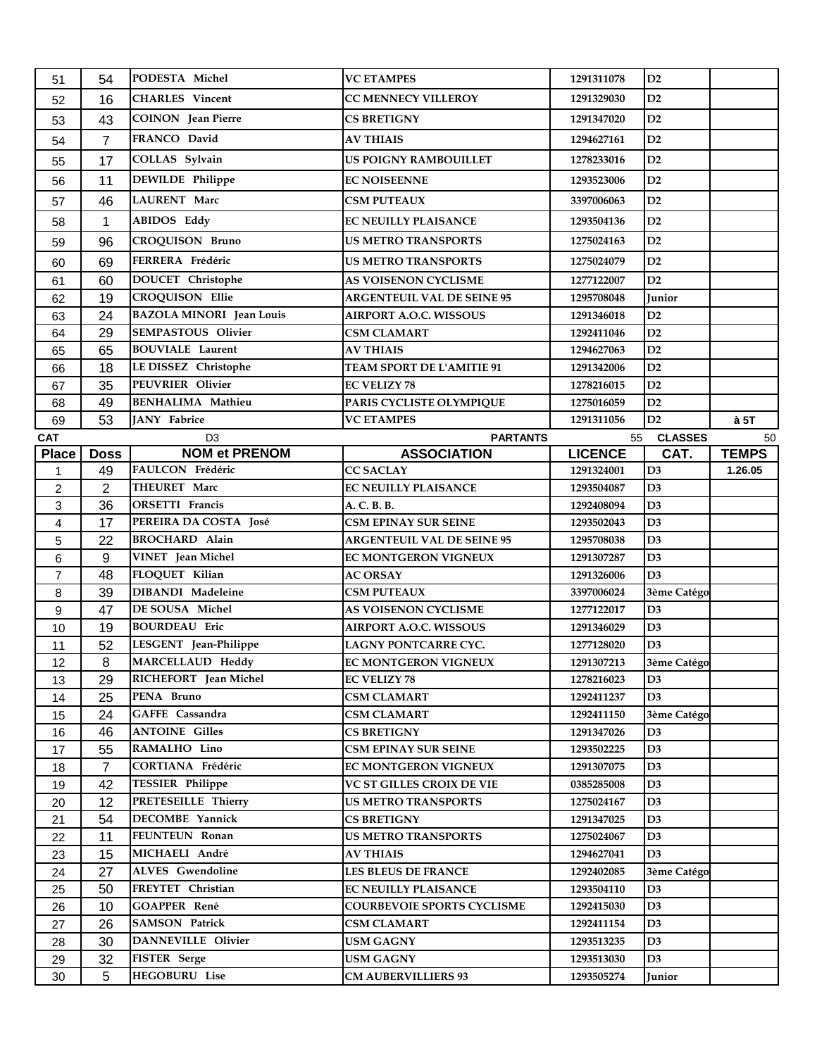| | | | | | | |
|---|---|---|---|---|---|---|
| 51 | 54 | PODESTA Michel | VC ETAMPES | 1291311078 | D2 | |
| 52 | 16 | CHARLES Vincent | CC MENNECY VILLEROY | 1291329030 | D2 | |
| 53 | 43 | COINON Jean Pierre | CS BRETIGNY | 1291347020 | D2 | |
| 54 | 7 | FRANCO David | AV THIAIS | 1294627161 | D2 | |
| 55 | 17 | COLLAS Sylvain | US POIGNY RAMBOUILLET | 1278233016 | D2 | |
| 56 | 11 | DEWILDE Philippe | EC NOISEENNE | 1293523006 | D2 | |
| 57 | 46 | LAURENT Marc | CSM PUTEAUX | 3397006063 | D2 | |
| 58 | 1 | ABIDOS Eddy | EC NEUILLY PLAISANCE | 1293504136 | D2 | |
| 59 | 96 | CROQUISON Bruno | US METRO TRANSPORTS | 1275024163 | D2 | |
| 60 | 69 | FERRERA Frédéric | US METRO TRANSPORTS | 1275024079 | D2 | |
| 61 | 60 | DOUCET Christophe | AS VOISENON CYCLISME | 1277122007 | D2 | |
| 62 | 19 | CROQUISON Ellie | ARGENTEUIL VAL DE SEINE 95 | 1295708048 | Junior | |
| 63 | 24 | BAZOLA MINORI Jean Louis | AIRPORT A.O.C. WISSOUS | 1291346018 | D2 | |
| 64 | 29 | SEMPASTOUS Olivier | CSM CLAMART | 1292411046 | D2 | |
| 65 | 65 | BOUVIALE Laurent | AV THIAIS | 1294627063 | D2 | |
| 66 | 18 | LE DISSEZ Christophe | TEAM SPORT DE L'AMITIE 91 | 1291342006 | D2 | |
| 67 | 35 | PEUVRIER Olivier | EC VELIZY 78 | 1278216015 | D2 | |
| 68 | 49 | BENHALIMA Mathieu | PARIS CYCLISTE OLYMPIQUE | 1275016059 | D2 | |
| 69 | 53 | JANY Fabrice | VC ETAMPES | 1291311056 | D2 | à 5T |

| CAT | | D3 | PARTANTS | 55 | CLASSES | 50 |
|---|---|---|---|---|---|---|
| **Place** | **Doss** | **NOM et PRENOM** | **ASSOCIATION** | **LICENCE** | **CAT.** | **TEMPS** |
| 1 | 49 | FAULCON Frédéric | CC SACLAY | 1291324001 | D3 | 1.26.05 |
| 2 | 2 | THEURET Marc | EC NEUILLY PLAISANCE | 1293504087 | D3 | |
| 3 | 36 | ORSETTI Francis | A. C. B. B. | 1292408094 | D3 | |
| 4 | 17 | PEREIRA DA COSTA José | CSM EPINAY SUR SEINE | 1293502043 | D3 | |
| 5 | 22 | BROCHARD Alain | ARGENTEUIL VAL DE SEINE 95 | 1295708038 | D3 | |
| 6 | 9 | VINET Jean Michel | EC MONTGERON VIGNEUX | 1291307287 | D3 | |
| 7 | 48 | FLOQUET Kilian | AC ORSAY | 1291326006 | D3 | |
| 8 | 39 | DIBANDI Madeleine | CSM PUTEAUX | 3397006024 | 3ème Catégo | |
| 9 | 47 | DE SOUSA Michel | AS VOISENON CYCLISME | 1277122017 | D3 | |
| 10 | 19 | BOURDEAU Eric | AIRPORT A.O.C. WISSOUS | 1291346029 | D3 | |
| 11 | 52 | LESGENT Jean-Philippe | LAGNY PONTCARRE CYC. | 1277128020 | D3 | |
| 12 | 8 | MARCELLAUD Heddy | EC MONTGERON VIGNEUX | 1291307213 | 3ème Catégo | |
| 13 | 29 | RICHEFORT Jean Michel | EC VELIZY 78 | 1278216023 | D3 | |
| 14 | 25 | PENA Bruno | CSM CLAMART | 1292411237 | D3 | |
| 15 | 24 | GAFFE Cassandra | CSM CLAMART | 1292411150 | 3ème Catégo | |
| 16 | 46 | ANTOINE Gilles | CS BRETIGNY | 1291347026 | D3 | |
| 17 | 55 | RAMALHO Lino | CSM EPINAY SUR SEINE | 1293502225 | D3 | |
| 18 | 7 | CORTIANA Frédéric | EC MONTGERON VIGNEUX | 1291307075 | D3 | |
| 19 | 42 | TESSIER Philippe | VC ST GILLES CROIX DE VIE | 0385285008 | D3 | |
| 20 | 12 | PRETESEILLE Thierry | US METRO TRANSPORTS | 1275024167 | D3 | |
| 21 | 54 | DECOMBE Yannick | CS BRETIGNY | 1291347025 | D3 | |
| 22 | 11 | FEUNTEUN Ronan | US METRO TRANSPORTS | 1275024067 | D3 | |
| 23 | 15 | MICHAELI André | AV THIAIS | 1294627041 | D3 | |
| 24 | 27 | ALVES Gwendoline | LES BLEUS DE FRANCE | 1292402085 | 3ème Catégo | |
| 25 | 50 | FREYTET Christian | EC NEUILLY PLAISANCE | 1293504110 | D3 | |
| 26 | 10 | GOAPPER René | COURBEVOIE SPORTS CYCLISME | 1292415030 | D3 | |
| 27 | 26 | SAMSON Patrick | CSM CLAMART | 1292411154 | D3 | |
| 28 | 30 | DANNEVILLE Olivier | USM GAGNY | 1293513235 | D3 | |
| 29 | 32 | FISTER Serge | USM GAGNY | 1293513030 | D3 | |
| 30 | 5 | HEGOBURU Lise | CM AUBERVILLIERS 93 | 1293505274 | Junior | |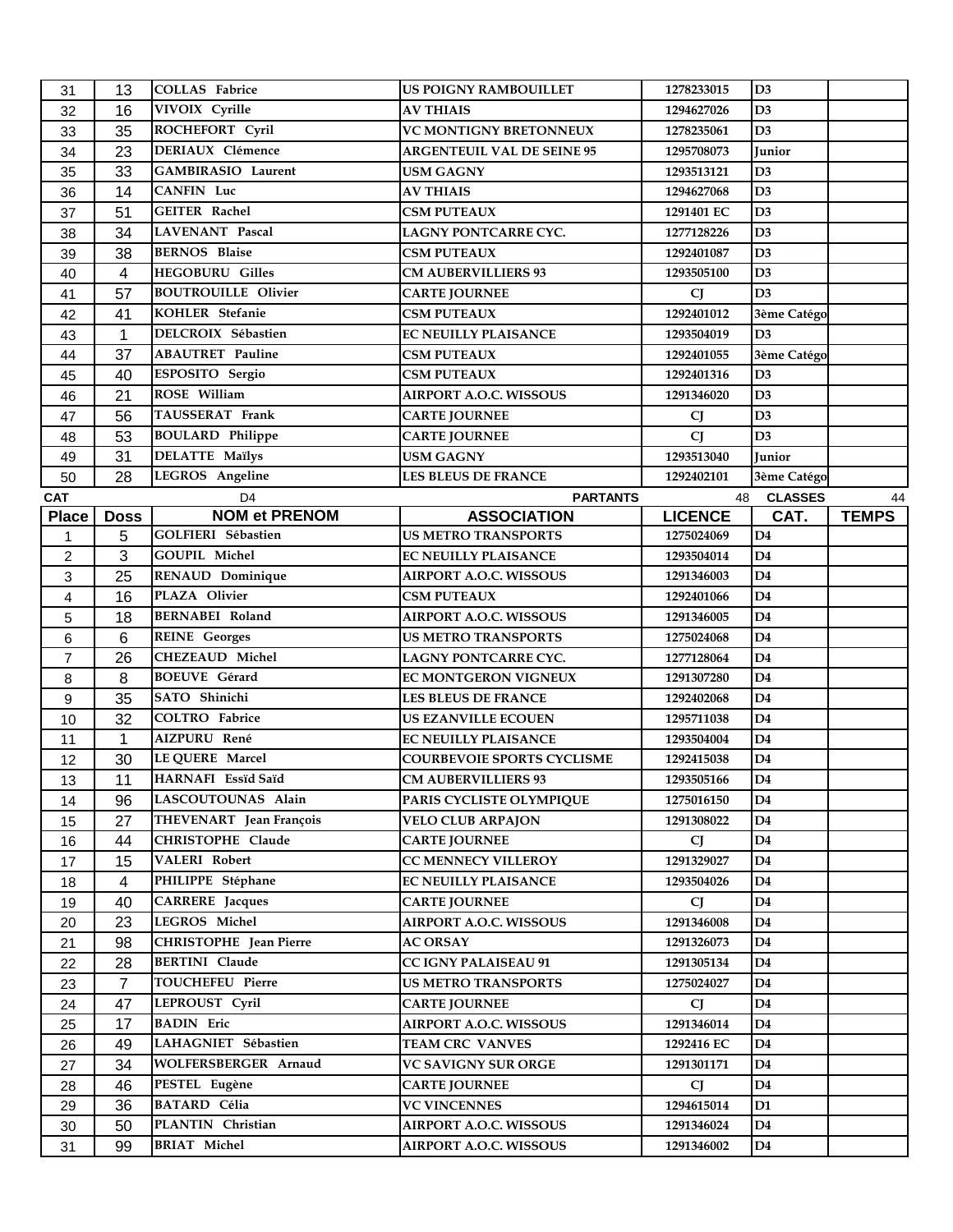| 31 | 13 | COLLAS Fabrice | US POIGNY RAMBOUILLET | 1278233015 | D3 | |
|---|---|---|---|---|---|---|
| 32 | 16 | VIVOIX Cyrille | AV THIAIS | 1294627026 | D3 | |
| 33 | 35 | ROCHEFORT Cyril | VC MONTIGNY BRETONNEUX | 1278235061 | D3 | |
| 34 | 23 | DERIAUX Clémence | ARGENTEUIL VAL DE SEINE 95 | 1295708073 | Junior | |
| 35 | 33 | GAMBIRASIO Laurent | USM GAGNY | 1293513121 | D3 | |
| 36 | 14 | CANFIN Luc | AV THIAIS | 1294627068 | D3 | |
| 37 | 51 | GEITER Rachel | CSM PUTEAUX | 1291401 EC | D3 | |
| 38 | 34 | LAVENANT Pascal | LAGNY PONTCARRE CYC. | 1277128226 | D3 | |
| 39 | 38 | BERNOS Blaise | CSM PUTEAUX | 1292401087 | D3 | |
| 40 | 4 | HEGOBURU Gilles | CM AUBERVILLIERS 93 | 1293505100 | D3 | |
| 41 | 57 | BOUTROUILLE Olivier | CARTE JOURNEE | CJ | D3 | |
| 42 | 41 | KOHLER Stefanie | CSM PUTEAUX | 1292401012 | 3ème Catégo | |
| 43 | 1 | DELCROIX Sébastien | EC NEUILLY PLAISANCE | 1293504019 | D3 | |
| 44 | 37 | ABAUTRET Pauline | CSM PUTEAUX | 1292401055 | 3ème Catégo | |
| 45 | 40 | ESPOSITO Sergio | CSM PUTEAUX | 1292401316 | D3 | |
| 46 | 21 | ROSE William | AIRPORT A.O.C. WISSOUS | 1291346020 | D3 | |
| 47 | 56 | TAUSSERAT Frank | CARTE JOURNEE | CJ | D3 | |
| 48 | 53 | BOULARD Philippe | CARTE JOURNEE | CJ | D3 | |
| 49 | 31 | DELATTE Maïlys | USM GAGNY | 1293513040 | Junior | |
| 50 | 28 | LEGROS Angeline | LES BLEUS DE FRANCE | 1292402101 | 3ème Catégo | |

| CAT | | D4 | PARTANTS | 48 | CLASSES | 44 |
|---|---|---|---|---|---|---|
| **Place** | **Doss** | **NOM et PRENOM** | **ASSOCIATION** | **LICENCE** | **CAT.** | **TEMPS** |
| 1 | 5 | GOLFIERI Sébastien | US METRO TRANSPORTS | 1275024069 | D4 | |
| 2 | 3 | GOUPIL Michel | EC NEUILLY PLAISANCE | 1293504014 | D4 | |
| 3 | 25 | RENAUD Dominique | AIRPORT A.O.C. WISSOUS | 1291346003 | D4 | |
| 4 | 16 | PLAZA Olivier | CSM PUTEAUX | 1292401066 | D4 | |
| 5 | 18 | BERNABEI Roland | AIRPORT A.O.C. WISSOUS | 1291346005 | D4 | |
| 6 | 6 | REINE Georges | US METRO TRANSPORTS | 1275024068 | D4 | |
| 7 | 26 | CHEZEAUD Michel | LAGNY PONTCARRE CYC. | 1277128064 | D4 | |
| 8 | 8 | BOEUVE Gérard | EC MONTGERON VIGNEUX | 1291307280 | D4 | |
| 9 | 35 | SATO Shinichi | LES BLEUS DE FRANCE | 1292402068 | D4 | |
| 10 | 32 | COLTRO Fabrice | US EZANVILLE ECOUEN | 1295711038 | D4 | |
| 11 | 1 | AIZPURU René | EC NEUILLY PLAISANCE | 1293504004 | D4 | |
| 12 | 30 | LE QUERE Marcel | COURBEVOIE SPORTS CYCLISME | 1292415038 | D4 | |
| 13 | 11 | HARNAFI Essïd Saïd | CM AUBERVILLIERS 93 | 1293505166 | D4 | |
| 14 | 96 | LASCOUTOUNAS Alain | PARIS CYCLISTE OLYMPIQUE | 1275016150 | D4 | |
| 15 | 27 | THEVENART Jean François | VELO CLUB ARPAJON | 1291308022 | D4 | |
| 16 | 44 | CHRISTOPHE Claude | CARTE JOURNEE | CJ | D4 | |
| 17 | 15 | VALERI Robert | CC MENNECY VILLEROY | 1291329027 | D4 | |
| 18 | 4 | PHILIPPE Stéphane | EC NEUILLY PLAISANCE | 1293504026 | D4 | |
| 19 | 40 | CARRERE Jacques | CARTE JOURNEE | CJ | D4 | |
| 20 | 23 | LEGROS Michel | AIRPORT A.O.C. WISSOUS | 1291346008 | D4 | |
| 21 | 98 | CHRISTOPHE Jean Pierre | AC ORSAY | 1291326073 | D4 | |
| 22 | 28 | BERTINI Claude | CC IGNY PALAISEAU 91 | 1291305134 | D4 | |
| 23 | 7 | TOUCHEFEU Pierre | US METRO TRANSPORTS | 1275024027 | D4 | |
| 24 | 47 | LEPROUST Cyril | CARTE JOURNEE | CJ | D4 | |
| 25 | 17 | BADIN Eric | AIRPORT A.O.C. WISSOUS | 1291346014 | D4 | |
| 26 | 49 | LAHAGNIET Sébastien | TEAM CRC VANVES | 1292416 EC | D4 | |
| 27 | 34 | WOLFERSBERGER Arnaud | VC SAVIGNY SUR ORGE | 1291301171 | D4 | |
| 28 | 46 | PESTEL Eugène | CARTE JOURNEE | CJ | D4 | |
| 29 | 36 | BATARD Célia | VC VINCENNES | 1294615014 | D1 | |
| 30 | 50 | PLANTIN Christian | AIRPORT A.O.C. WISSOUS | 1291346024 | D4 | |
| 31 | 99 | BRIAT Michel | AIRPORT A.O.C. WISSOUS | 1291346002 | D4 | |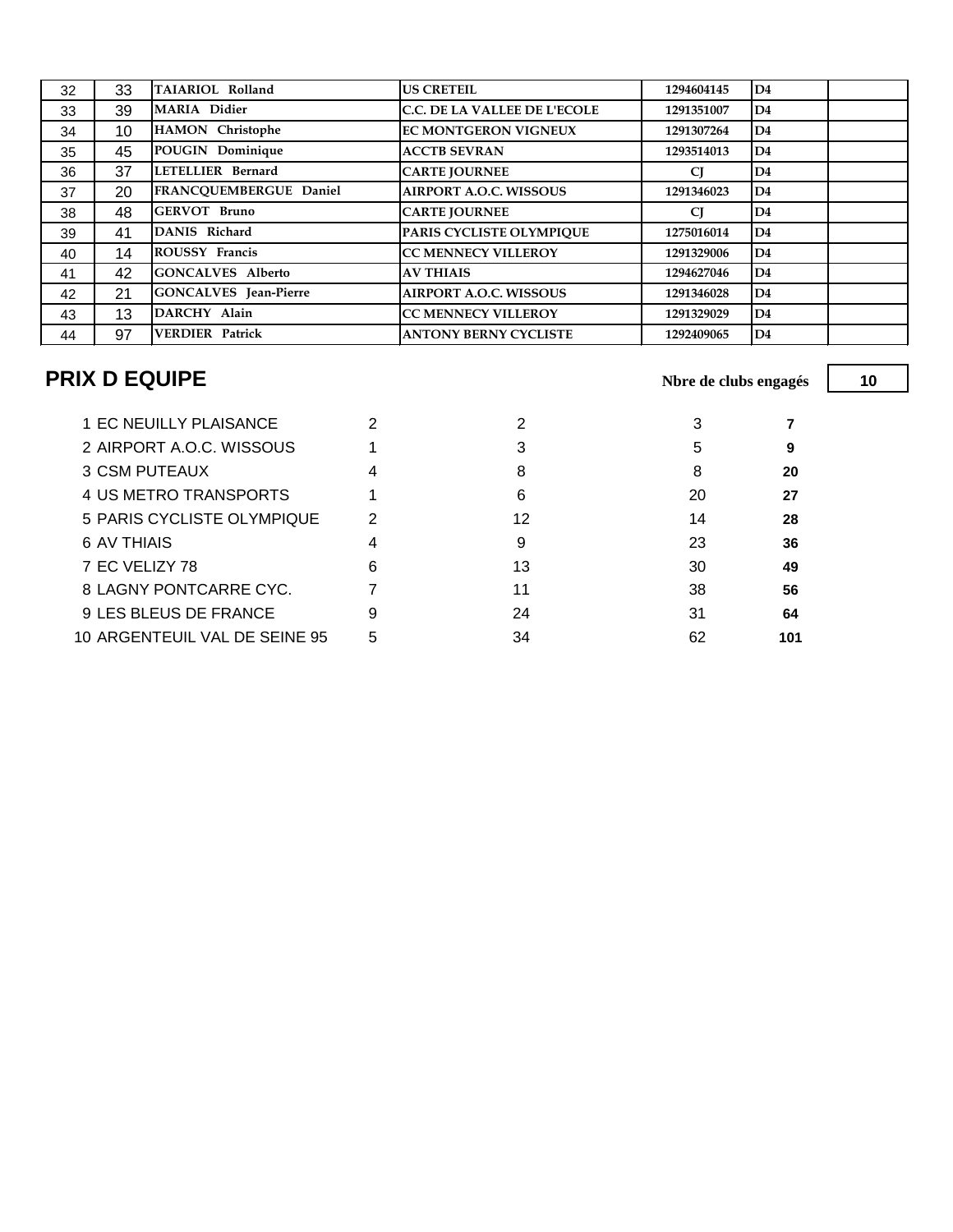| | | | | | | |
|---|---|---|---|---|---|---|
| 32 | 33 | **TAIARIOL Rolland** | **US CRETEIL** | **1294604145** | **D4** | |
| 33 | 39 | **MARIA Didier** | **C.C. DE LA VALLEE DE L'ECOLE** | **1291351007** | **D4** | |
| 34 | 10 | **HAMON Christophe** | **EC MONTGERON VIGNEUX** | **1291307264** | **D4** | |
| 35 | 45 | **POUGIN Dominique** | **ACCTB SEVRAN** | **1293514013** | **D4** | |
| 36 | 37 | **LETELLIER Bernard** | **CARTE JOURNEE** | **CJ** | **D4** | |
| 37 | 20 | **FRANCQUEMBERGUE Daniel** | **AIRPORT A.O.C. WISSOUS** | **1291346023** | **D4** | |
| 38 | 48 | **GERVOT Bruno** | **CARTE JOURNEE** | **CJ** | **D4** | |
| 39 | 41 | **DANIS Richard** | **PARIS CYCLISTE OLYMPIQUE** | **1275016014** | **D4** | |
| 40 | 14 | **ROUSSY Francis** | **CC MENNECY VILLEROY** | **1291329006** | **D4** | |
| 41 | 42 | **GONCALVES Alberto** | **AV THIAIS** | **1294627046** | **D4** | |
| 42 | 21 | **GONCALVES Jean-Pierre** | **AIRPORT A.O.C. WISSOUS** | **1291346028** | **D4** | |
| 43 | 13 | **DARCHY Alain** | **CC MENNECY VILLEROY** | **1291329029** | **D4** | |
| 44 | 97 | **VERDIER Patrick** | **ANTONY BERNY CYCLISTE** | **1292409065** | **D4** | |

## PRIX D EQUIPE

**Nbre de clubs engagés** 10

| | | | | | |
|---|---|---|---|---|---|
| 1 | EC NEUILLY PLAISANCE | 2 | 2 | 3 | **7** |
| 2 | AIRPORT A.O.C. WISSOUS | 1 | 3 | 5 | **9** |
| 3 | CSM PUTEAUX | 4 | 8 | 8 | **20** |
| 4 | US METRO TRANSPORTS | 1 | 6 | 20 | **27** |
| 5 | PARIS CYCLISTE OLYMPIQUE | 2 | 12 | 14 | **28** |
| 6 | AV THIAIS | 4 | 9 | 23 | **36** |
| 7 | EC VELIZY 78 | 6 | 13 | 30 | **49** |
| 8 | LAGNY PONTCARRE CYC. | 7 | 11 | 38 | **56** |
| 9 | LES BLEUS DE FRANCE | 9 | 24 | 31 | **64** |
| 10 | ARGENTEUIL VAL DE SEINE 95 | 5 | 34 | 62 | **101** |